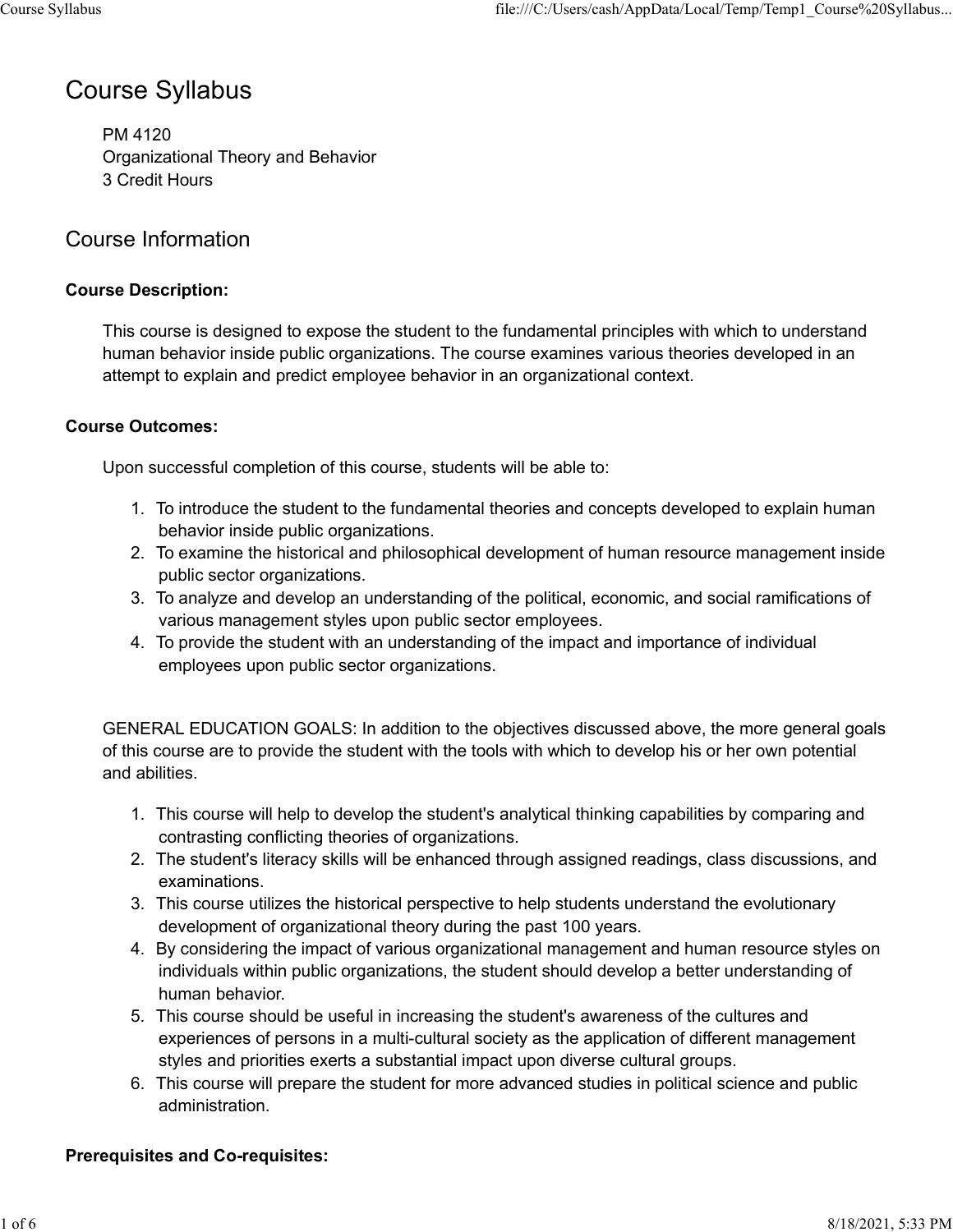# Course Syllabus

PM 4120
Organizational Theory and Behavior
3 Credit Hours

## Course Information

**Course Description:**

This course is designed to expose the student to the fundamental principles with which to understand human behavior inside public organizations. The course examines various theories developed in an attempt to explain and predict employee behavior in an organizational context.

**Course Outcomes:**

Upon successful completion of this course, students will be able to:

1. To introduce the student to the fundamental theories and concepts developed to explain human behavior inside public organizations.
2. To examine the historical and philosophical development of human resource management inside public sector organizations.
3. To analyze and develop an understanding of the political, economic, and social ramifications of various management styles upon public sector employees.
4. To provide the student with an understanding of the impact and importance of individual employees upon public sector organizations.

GENERAL EDUCATION GOALS: In addition to the objectives discussed above, the more general goals of this course are to provide the student with the tools with which to develop his or her own potential and abilities.

1. This course will help to develop the student's analytical thinking capabilities by comparing and contrasting conflicting theories of organizations.
2. The student's literacy skills will be enhanced through assigned readings, class discussions, and examinations.
3. This course utilizes the historical perspective to help students understand the evolutionary development of organizational theory during the past 100 years.
4. By considering the impact of various organizational management and human resource styles on individuals within public organizations, the student should develop a better understanding of human behavior.
5. This course should be useful in increasing the student's awareness of the cultures and experiences of persons in a multi-cultural society as the application of different management styles and priorities exerts a substantial impact upon diverse cultural groups.
6. This course will prepare the student for more advanced studies in political science and public administration.

**Prerequisites and Co-requisites:**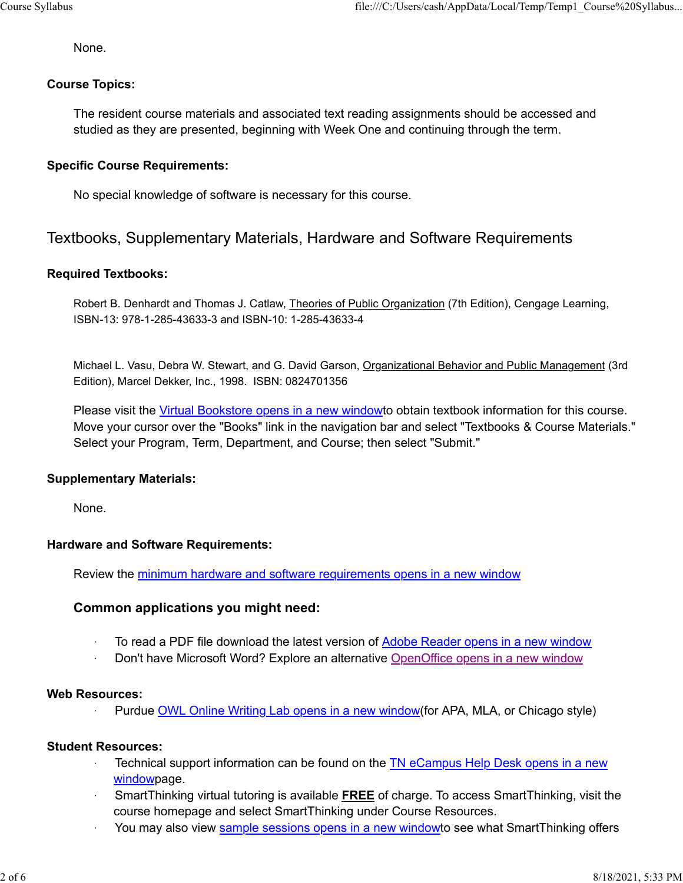None.

**Course Topics:**

The resident course materials and associated text reading assignments should be accessed and studied as they are presented, beginning with Week One and continuing through the term.

**Specific Course Requirements:**

No special knowledge of software is necessary for this course.

## Textbooks, Supplementary Materials, Hardware and Software Requirements

**Required Textbooks:**

Robert B. Denhardt and Thomas J. Catlaw, Theories of Public Organization (7th Edition), Cengage Learning, ISBN-13: 978-1-285-43633-3 and ISBN-10: 1-285-43633-4

Michael L. Vasu, Debra W. Stewart, and G. David Garson, Organizational Behavior and Public Management (3rd Edition), Marcel Dekker, Inc., 1998. ISBN: 0824701356

Please visit the Virtual Bookstore opens in a new windowto obtain textbook information for this course. Move your cursor over the "Books" link in the navigation bar and select "Textbooks & Course Materials." Select your Program, Term, Department, and Course; then select "Submit."

**Supplementary Materials:**

None.

**Hardware and Software Requirements:**

Review the minimum hardware and software requirements opens in a new window

### Common applications you might need:

- To read a PDF file download the latest version of Adobe Reader opens in a new window
- Don't have Microsoft Word? Explore an alternative OpenOffice opens in a new window

**Web Resources:**

- Purdue OWL Online Writing Lab opens in a new window(for APA, MLA, or Chicago style)

**Student Resources:**

- Technical support information can be found on the TN eCampus Help Desk opens in a new windowpage.
- SmartThinking virtual tutoring is available **FREE** of charge. To access SmartThinking, visit the course homepage and select SmartThinking under Course Resources.
- You may also view sample sessions opens in a new windowto see what SmartThinking offers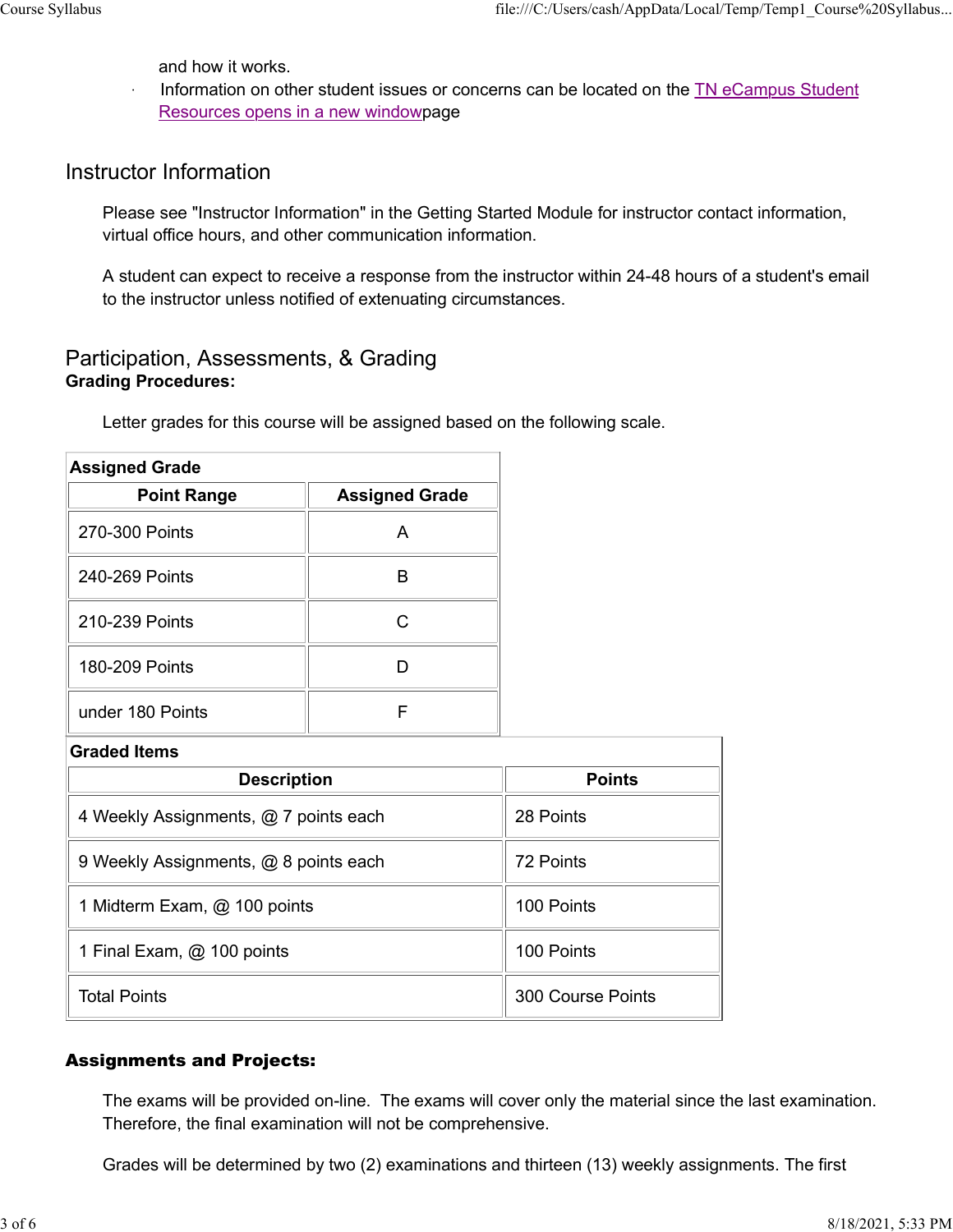and how it works.

- Information on other student issues or concerns can be located on the TN eCampus Student Resources opens in a new windowpage

## Instructor Information

Please see "Instructor Information" in the Getting Started Module for instructor contact information, virtual office hours, and other communication information.

A student can expect to receive a response from the instructor within 24-48 hours of a student's email to the instructor unless notified of extenuating circumstances.

## Participation, Assessments, & Grading

**Grading Procedures:**

Letter grades for this course will be assigned based on the following scale.

**Assigned Grade**

| Point Range | Assigned Grade |
|---|---|
| 270-300 Points | A |
| 240-269 Points | B |
| 210-239 Points | C |
| 180-209 Points | D |
| under 180 Points | F |

**Graded Items**

| Description | Points |
|---|---|
| 4 Weekly Assignments, @ 7 points each | 28 Points |
| 9 Weekly Assignments, @ 8 points each | 72 Points |
| 1 Midterm Exam, @ 100 points | 100 Points |
| 1 Final Exam, @ 100 points | 100 Points |
| Total Points | 300 Course Points |

**Assignments and Projects:**

The exams will be provided on-line. The exams will cover only the material since the last examination. Therefore, the final examination will not be comprehensive.

Grades will be determined by two (2) examinations and thirteen (13) weekly assignments. The first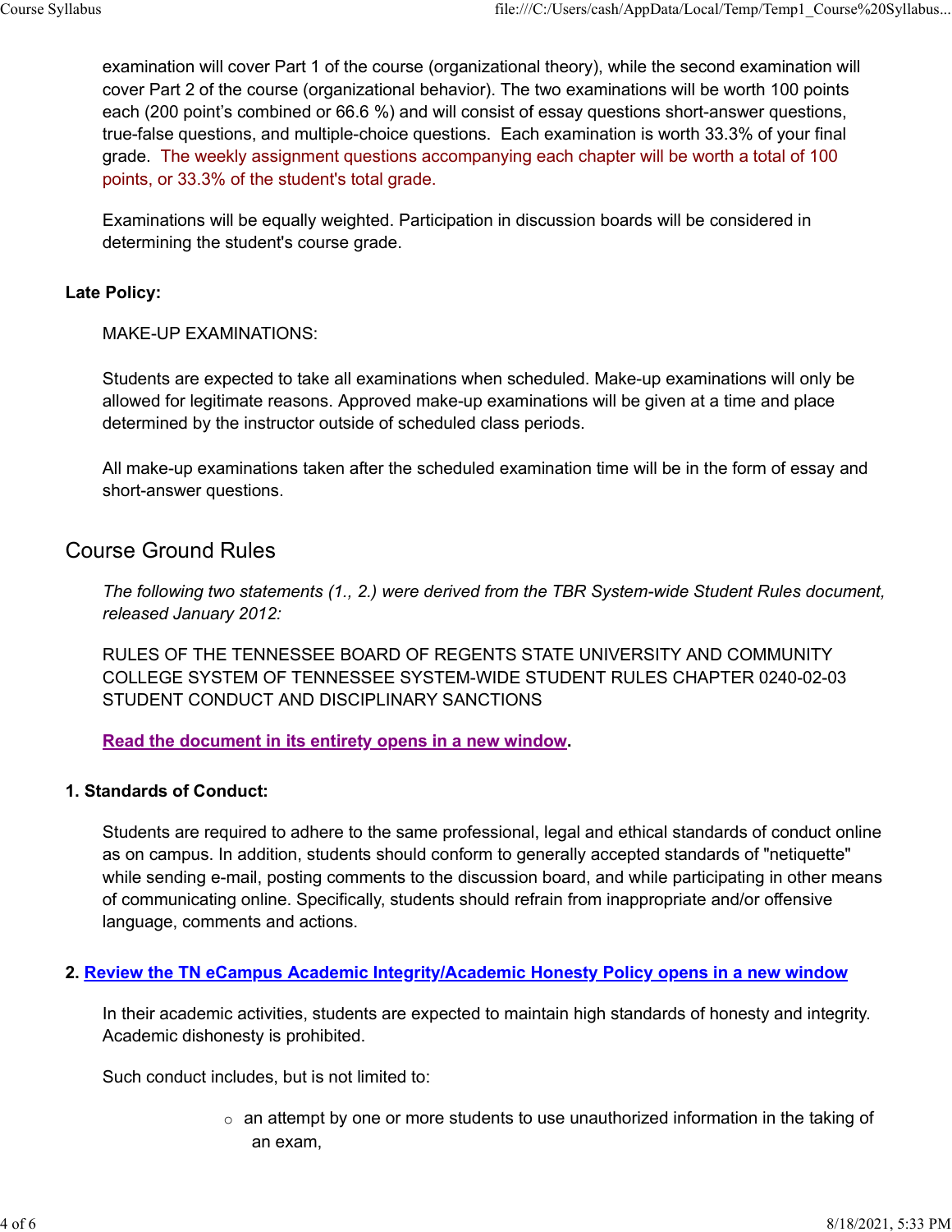examination will cover Part 1 of the course (organizational theory), while the second examination will cover Part 2 of the course (organizational behavior). The two examinations will be worth 100 points each (200 point's combined or 66.6 %) and will consist of essay questions short-answer questions, true-false questions, and multiple-choice questions. Each examination is worth 33.3% of your final grade. The weekly assignment questions accompanying each chapter will be worth a total of 100 points, or 33.3% of the student's total grade.

Examinations will be equally weighted. Participation in discussion boards will be considered in determining the student's course grade.

**Late Policy:**

MAKE-UP EXAMINATIONS:

Students are expected to take all examinations when scheduled. Make-up examinations will only be allowed for legitimate reasons. Approved make-up examinations will be given at a time and place determined by the instructor outside of scheduled class periods.

All make-up examinations taken after the scheduled examination time will be in the form of essay and short-answer questions.

## Course Ground Rules

*The following two statements (1., 2.) were derived from the TBR System-wide Student Rules document, released January 2012:*

RULES OF THE TENNESSEE BOARD OF REGENTS STATE UNIVERSITY AND COMMUNITY COLLEGE SYSTEM OF TENNESSEE SYSTEM-WIDE STUDENT RULES CHAPTER 0240-02-03 STUDENT CONDUCT AND DISCIPLINARY SANCTIONS

**Read the document in its entirety opens in a new window.**

**1. Standards of Conduct:**

Students are required to adhere to the same professional, legal and ethical standards of conduct online as on campus. In addition, students should conform to generally accepted standards of "netiquette" while sending e-mail, posting comments to the discussion board, and while participating in other means of communicating online. Specifically, students should refrain from inappropriate and/or offensive language, comments and actions.

**2. Review the TN eCampus Academic Integrity/Academic Honesty Policy opens in a new window**

In their academic activities, students are expected to maintain high standards of honesty and integrity. Academic dishonesty is prohibited.

Such conduct includes, but is not limited to:

- an attempt by one or more students to use unauthorized information in the taking of an exam,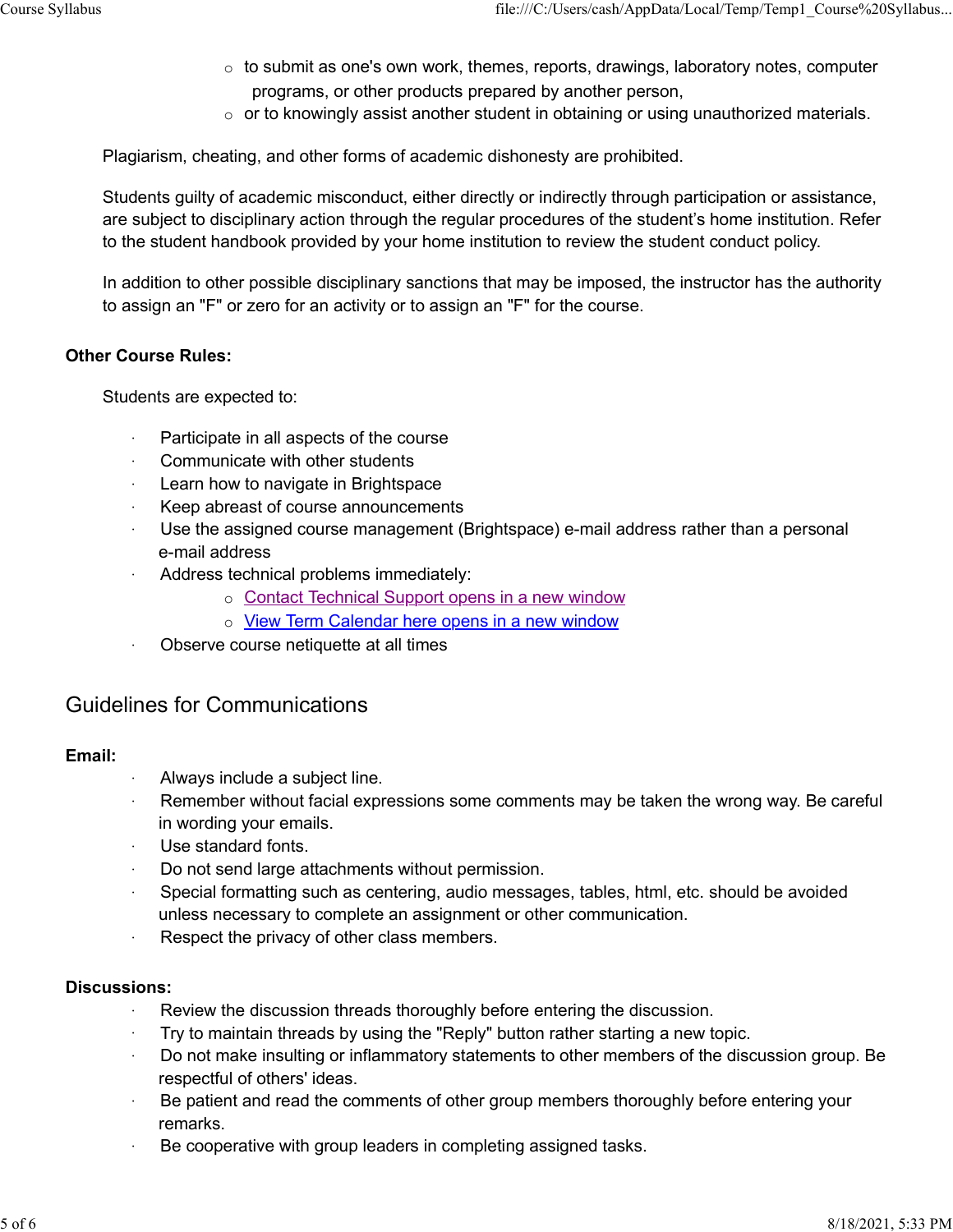- to submit as one's own work, themes, reports, drawings, laboratory notes, computer programs, or other products prepared by another person,
- or to knowingly assist another student in obtaining or using unauthorized materials.

Plagiarism, cheating, and other forms of academic dishonesty are prohibited.

Students guilty of academic misconduct, either directly or indirectly through participation or assistance, are subject to disciplinary action through the regular procedures of the student's home institution. Refer to the student handbook provided by your home institution to review the student conduct policy.

In addition to other possible disciplinary sanctions that may be imposed, the instructor has the authority to assign an "F" or zero for an activity or to assign an "F" for the course.

**Other Course Rules:**

Students are expected to:

- Participate in all aspects of the course
- Communicate with other students
- Learn how to navigate in Brightspace
- Keep abreast of course announcements
- Use the assigned course management (Brightspace) e-mail address rather than a personal e-mail address
- Address technical problems immediately:
    - Contact Technical Support opens in a new window
    - View Term Calendar here opens in a new window
- Observe course netiquette at all times

## Guidelines for Communications

**Email:**

- Always include a subject line.
- Remember without facial expressions some comments may be taken the wrong way. Be careful in wording your emails.
- Use standard fonts.
- Do not send large attachments without permission.
- Special formatting such as centering, audio messages, tables, html, etc. should be avoided unless necessary to complete an assignment or other communication.
- Respect the privacy of other class members.

**Discussions:**

- Review the discussion threads thoroughly before entering the discussion.
- Try to maintain threads by using the "Reply" button rather starting a new topic.
- Do not make insulting or inflammatory statements to other members of the discussion group. Be respectful of others' ideas.
- Be patient and read the comments of other group members thoroughly before entering your remarks.
- Be cooperative with group leaders in completing assigned tasks.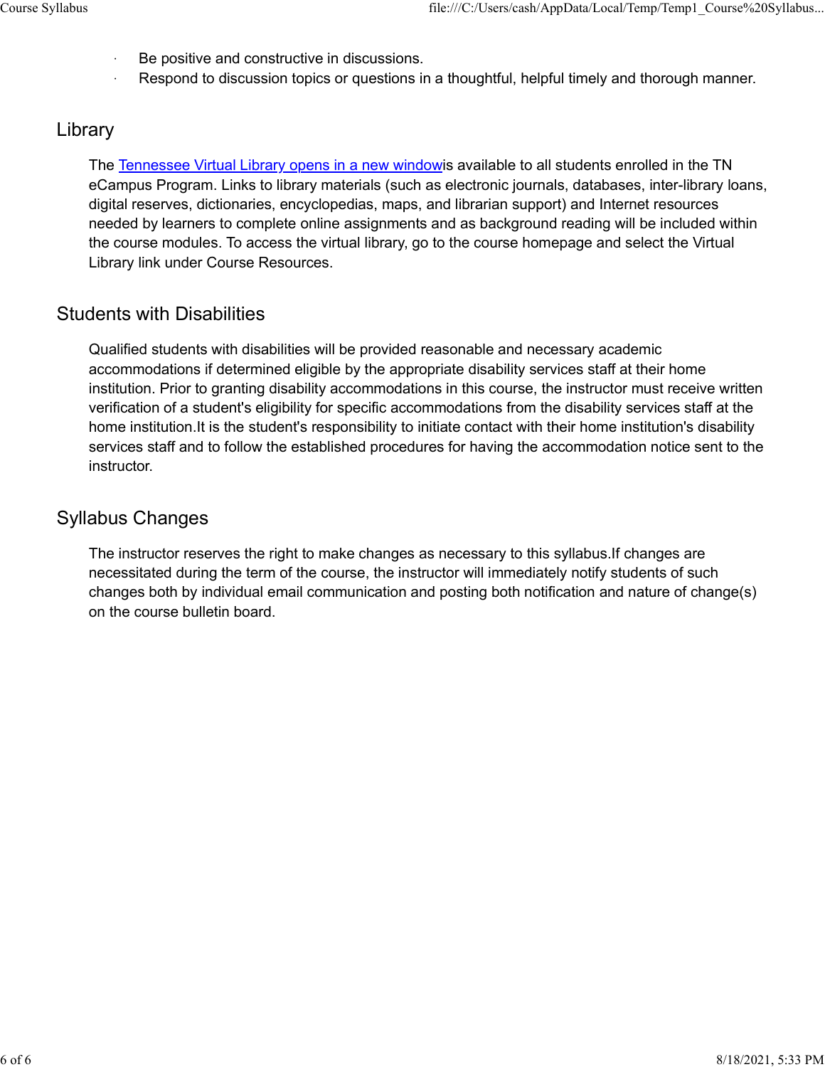- Be positive and constructive in discussions.
- Respond to discussion topics or questions in a thoughtful, helpful timely and thorough manner.

## Library

The Tennessee Virtual Library opens in a new windowis available to all students enrolled in the TN eCampus Program. Links to library materials (such as electronic journals, databases, inter-library loans, digital reserves, dictionaries, encyclopedias, maps, and librarian support) and Internet resources needed by learners to complete online assignments and as background reading will be included within the course modules. To access the virtual library, go to the course homepage and select the Virtual Library link under Course Resources.

## Students with Disabilities

Qualified students with disabilities will be provided reasonable and necessary academic accommodations if determined eligible by the appropriate disability services staff at their home institution. Prior to granting disability accommodations in this course, the instructor must receive written verification of a student's eligibility for specific accommodations from the disability services staff at the home institution.It is the student's responsibility to initiate contact with their home institution's disability services staff and to follow the established procedures for having the accommodation notice sent to the instructor.

## Syllabus Changes

The instructor reserves the right to make changes as necessary to this syllabus.If changes are necessitated during the term of the course, the instructor will immediately notify students of such changes both by individual email communication and posting both notification and nature of change(s) on the course bulletin board.